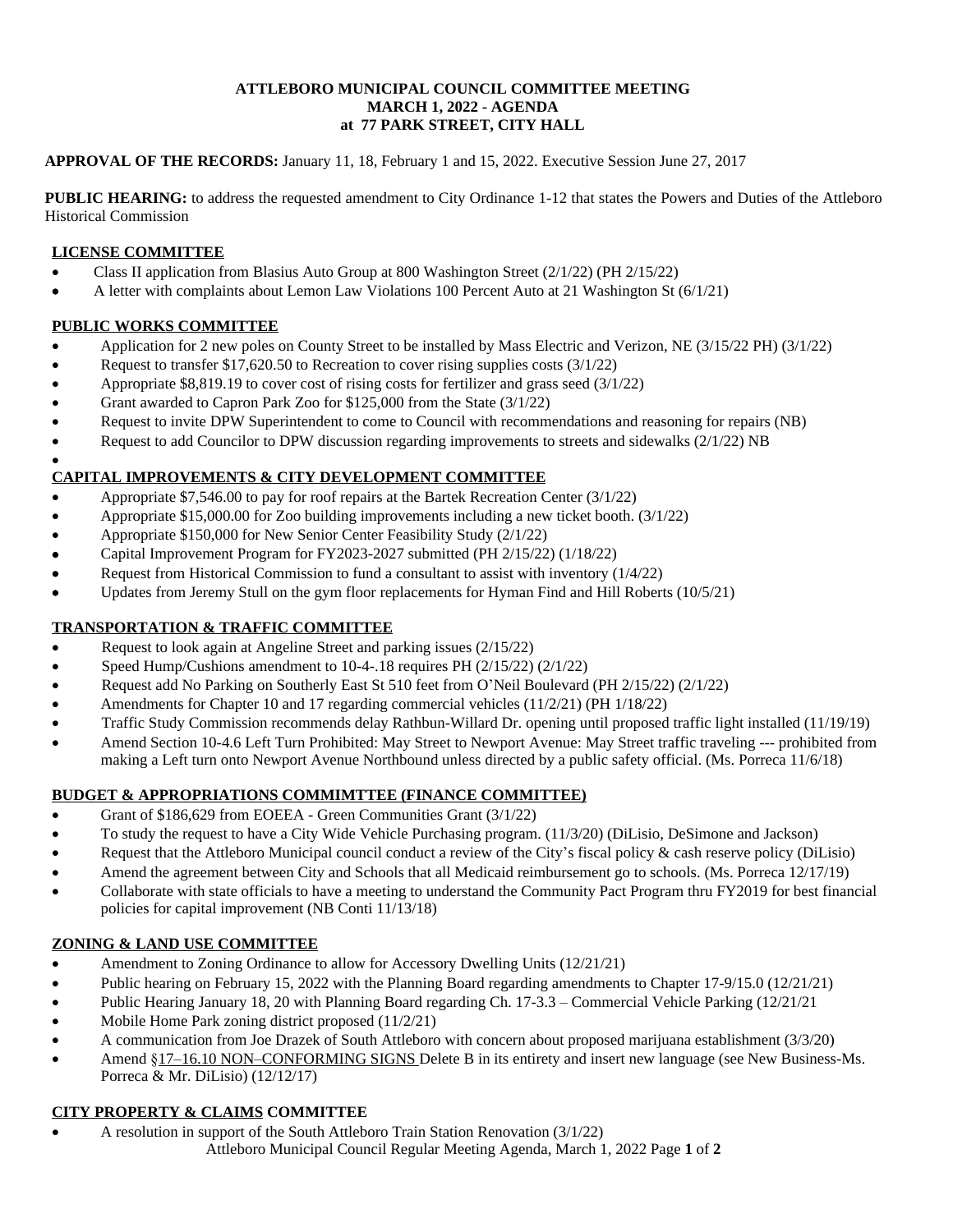# ATTLEBORO MUNICIPAL COUNCIL COMMITTEE MEETING
## MARCH 1, 2022 - AGENDA
## at 77 PARK STREET, CITY HALL

**APPROVAL OF THE RECORDS:** January 11, 18, February 1 and 15, 2022. Executive Session June 27, 2017

**PUBLIC HEARING:** to address the requested amendment to City Ordinance 1-12 that states the Powers and Duties of the Attleboro Historical Commission

### LICENSE COMMITTEE

- Class II application from Blasius Auto Group at 800 Washington Street (2/1/22) (PH 2/15/22)
- A letter with complaints about Lemon Law Violations 100 Percent Auto at 21 Washington St (6/1/21)

### PUBLIC WORKS COMMITTEE

- Application for 2 new poles on County Street to be installed by Mass Electric and Verizon, NE (3/15/22 PH) (3/1/22)
- Request to transfer $17,620.50 to Recreation to cover rising supplies costs (3/1/22)
- Appropriate $8,819.19 to cover cost of rising costs for fertilizer and grass seed (3/1/22)
- Grant awarded to Capron Park Zoo for $125,000 from the State (3/1/22)
- Request to invite DPW Superintendent to come to Council with recommendations and reasoning for repairs (NB)
- Request to add Councilor to DPW discussion regarding improvements to streets and sidewalks (2/1/22) NB

### CAPITAL IMPROVEMENTS & CITY DEVELOPMENT COMMITTEE

- Appropriate $7,546.00 to pay for roof repairs at the Bartek Recreation Center (3/1/22)
- Appropriate $15,000.00 for Zoo building improvements including a new ticket booth. (3/1/22)
- Appropriate $150,000 for New Senior Center Feasibility Study (2/1/22)
- Capital Improvement Program for FY2023-2027 submitted (PH 2/15/22) (1/18/22)
- Request from Historical Commission to fund a consultant to assist with inventory (1/4/22)
- Updates from Jeremy Stull on the gym floor replacements for Hyman Find and Hill Roberts (10/5/21)

### TRANSPORTATION & TRAFFIC COMMITTEE

- Request to look again at Angeline Street and parking issues (2/15/22)
- Speed Hump/Cushions amendment to 10-4-.18 requires PH (2/15/22) (2/1/22)
- Request add No Parking on Southerly East St 510 feet from O'Neil Boulevard (PH 2/15/22) (2/1/22)
- Amendments for Chapter 10 and 17 regarding commercial vehicles (11/2/21) (PH 1/18/22)
- Traffic Study Commission recommends delay Rathbun-Willard Dr. opening until proposed traffic light installed (11/19/19)
- Amend Section 10-4.6 Left Turn Prohibited: May Street to Newport Avenue: May Street traffic traveling --- prohibited from making a Left turn onto Newport Avenue Northbound unless directed by a public safety official. (Ms. Porreca 11/6/18)

### BUDGET & APPROPRIATIONS COMMIMTTEE (FINANCE COMMITTEE)

- Grant of $186,629 from EOEEA - Green Communities Grant (3/1/22)
- To study the request to have a City Wide Vehicle Purchasing program. (11/3/20) (DiLisio, DeSimone and Jackson)
- Request that the Attleboro Municipal council conduct a review of the City's fiscal policy & cash reserve policy (DiLisio)
- Amend the agreement between City and Schools that all Medicaid reimbursement go to schools. (Ms. Porreca 12/17/19)
- Collaborate with state officials to have a meeting to understand the Community Pact Program thru FY2019 for best financial policies for capital improvement (NB Conti 11/13/18)

### ZONING & LAND USE COMMITTEE

- Amendment to Zoning Ordinance to allow for Accessory Dwelling Units (12/21/21)
- Public hearing on February 15, 2022 with the Planning Board regarding amendments to Chapter 17-9/15.0 (12/21/21)
- Public Hearing January 18, 20 with Planning Board regarding Ch. 17-3.3 – Commercial Vehicle Parking (12/21/21
- Mobile Home Park zoning district proposed (11/2/21)
- A communication from Joe Drazek of South Attleboro with concern about proposed marijuana establishment (3/3/20)
- Amend §17–16.10 NON–CONFORMING SIGNS Delete B in its entirety and insert new language (see New Business-Ms. Porreca & Mr. DiLisio) (12/12/17)

### CITY PROPERTY & CLAIMS COMMITTEE

- A resolution in support of the South Attleboro Train Station Renovation (3/1/22)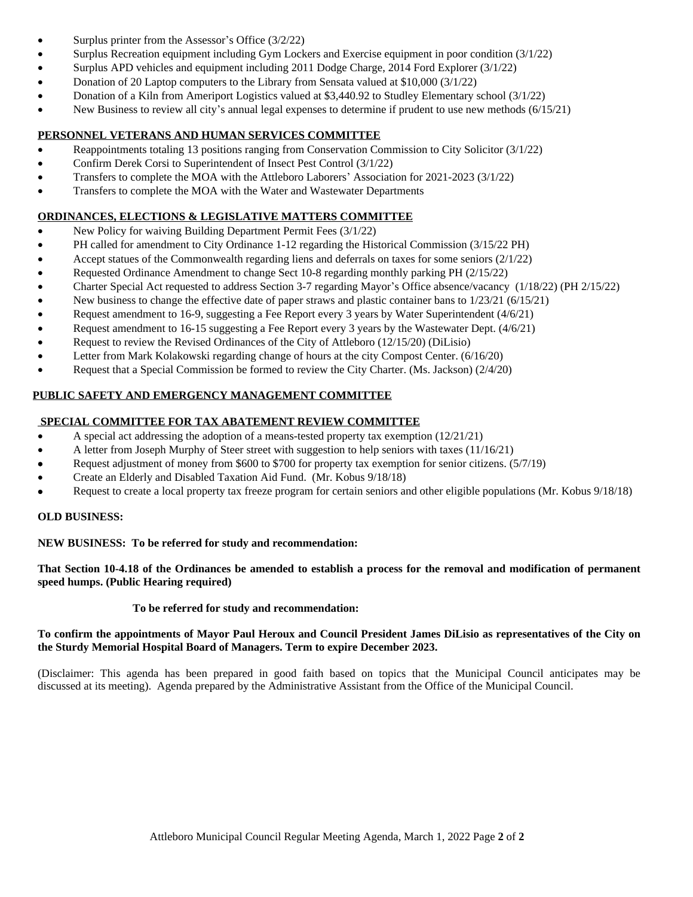- Surplus printer from the Assessor's Office (3/2/22)
- Surplus Recreation equipment including Gym Lockers and Exercise equipment in poor condition (3/1/22)
- Surplus APD vehicles and equipment including 2011 Dodge Charge, 2014 Ford Explorer (3/1/22)
- Donation of 20 Laptop computers to the Library from Sensata valued at $10,000 (3/1/22)
- Donation of a Kiln from Ameriport Logistics valued at $3,440.92 to Studley Elementary school (3/1/22)
- New Business to review all city's annual legal expenses to determine if prudent to use new methods (6/15/21)

**PERSONNEL VETERANS AND HUMAN SERVICES COMMITTEE**

- Reappointments totaling 13 positions ranging from Conservation Commission to City Solicitor (3/1/22)
- Confirm Derek Corsi to Superintendent of Insect Pest Control (3/1/22)
- Transfers to complete the MOA with the Attleboro Laborers' Association for 2021-2023 (3/1/22)
- Transfers to complete the MOA with the Water and Wastewater Departments

**ORDINANCES, ELECTIONS & LEGISLATIVE MATTERS COMMITTEE**

- New Policy for waiving Building Department Permit Fees (3/1/22)
- PH called for amendment to City Ordinance 1-12 regarding the Historical Commission (3/15/22 PH)
- Accept statues of the Commonwealth regarding liens and deferrals on taxes for some seniors (2/1/22)
- Requested Ordinance Amendment to change Sect 10-8 regarding monthly parking PH (2/15/22)
- Charter Special Act requested to address Section 3-7 regarding Mayor's Office absence/vacancy (1/18/22) (PH 2/15/22)
- New business to change the effective date of paper straws and plastic container bans to 1/23/21 (6/15/21)
- Request amendment to 16-9, suggesting a Fee Report every 3 years by Water Superintendent (4/6/21)
- Request amendment to 16-15 suggesting a Fee Report every 3 years by the Wastewater Dept. (4/6/21)
- Request to review the Revised Ordinances of the City of Attleboro (12/15/20) (DiLisio)
- Letter from Mark Kolakowski regarding change of hours at the city Compost Center. (6/16/20)
- Request that a Special Commission be formed to review the City Charter. (Ms. Jackson) (2/4/20)

**PUBLIC SAFETY AND EMERGENCY MANAGEMENT COMMITTEE**

**SPECIAL COMMITTEE FOR TAX ABATEMENT REVIEW COMMITTEE**

- A special act addressing the adoption of a means-tested property tax exemption (12/21/21)
- A letter from Joseph Murphy of Steer street with suggestion to help seniors with taxes (11/16/21)
- Request adjustment of money from $600 to $700 for property tax exemption for senior citizens. (5/7/19)
- Create an Elderly and Disabled Taxation Aid Fund. (Mr. Kobus 9/18/18)
- Request to create a local property tax freeze program for certain seniors and other eligible populations (Mr. Kobus 9/18/18)

**OLD BUSINESS:**

**NEW BUSINESS: To be referred for study and recommendation:**

**That Section 10-4.18 of the Ordinances be amended to establish a process for the removal and modification of permanent speed humps. (Public Hearing required)**

**To be referred for study and recommendation:**

**To confirm the appointments of Mayor Paul Heroux and Council President James DiLisio as representatives of the City on the Sturdy Memorial Hospital Board of Managers. Term to expire December 2023.**

(Disclaimer: This agenda has been prepared in good faith based on topics that the Municipal Council anticipates may be discussed at its meeting). Agenda prepared by the Administrative Assistant from the Office of the Municipal Council.